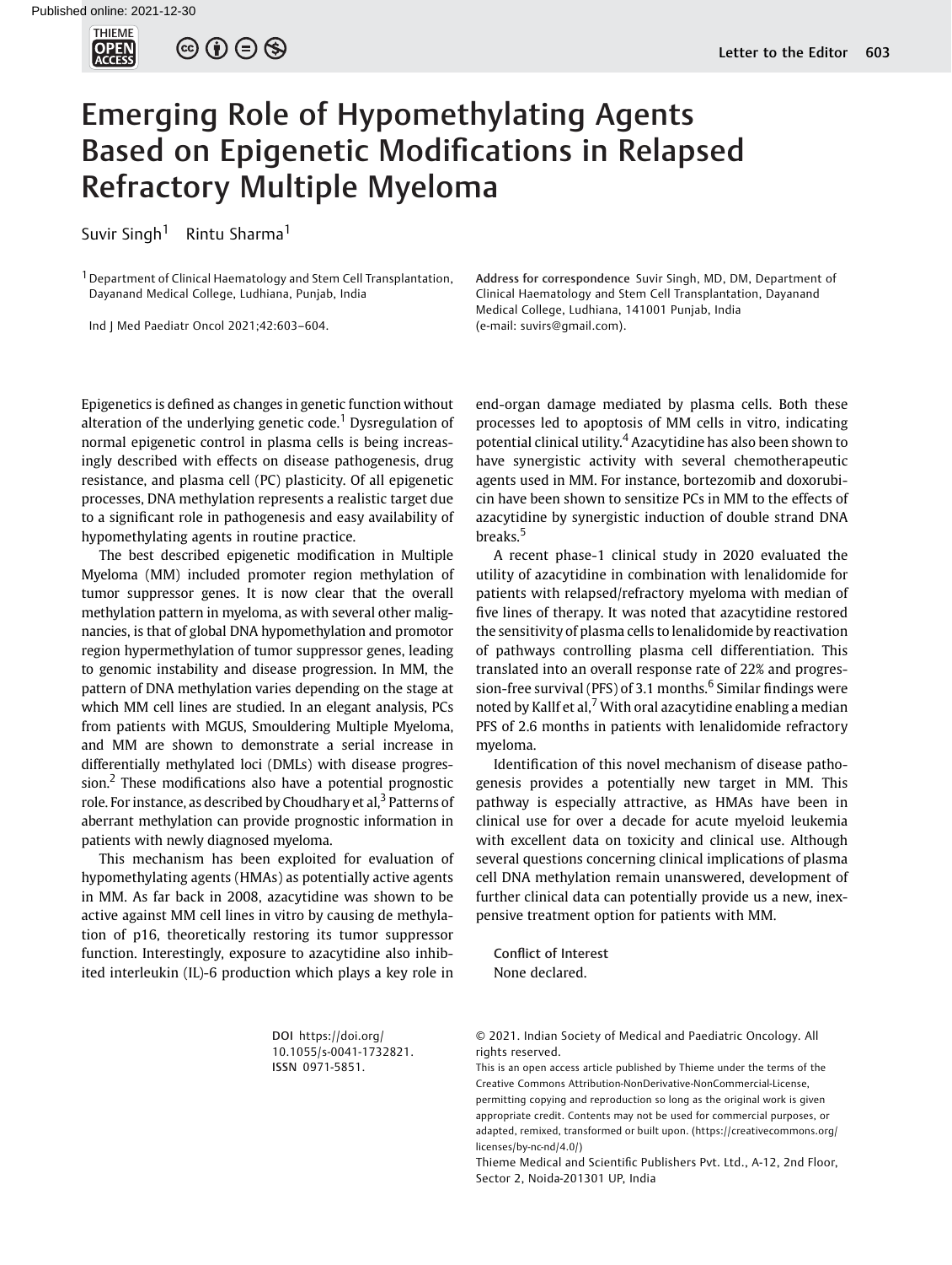# Emerging Role of Hypomethylating Agents Based on Epigenetic Modifications in Relapsed Refractory Multiple Myeloma

Suvir Singh[1] Rintu Sharma[1]

[1] Department of Clinical Haematology and Stem Cell Transplantation, Dayanand Medical College, Ludhiana, Punjab, India

Ind J Med Paediatr Oncol 2021;42:603–604.

**Address for correspondence** Suvir Singh, MD, DM, Department of Clinical Haematology and Stem Cell Transplantation, Dayanand Medical College, Ludhiana, 141001 Punjab, India (e-mail: suvirs@gmail.com).

Epigenetics is defined as changes in genetic function without alteration of the underlying genetic code.[1] Dysregulation of normal epigenetic control in plasma cells is being increasingly described with effects on disease pathogenesis, drug resistance, and plasma cell (PC) plasticity. Of all epigenetic processes, DNA methylation represents a realistic target due to a significant role in pathogenesis and easy availability of hypomethylating agents in routine practice.

The best described epigenetic modification in Multiple Myeloma (MM) included promoter region methylation of tumor suppressor genes. It is now clear that the overall methylation pattern in myeloma, as with several other malignancies, is that of global DNA hypomethylation and promotor region hypermethylation of tumor suppressor genes, leading to genomic instability and disease progression. In MM, the pattern of DNA methylation varies depending on the stage at which MM cell lines are studied. In an elegant analysis, PCs from patients with MGUS, Smouldering Multiple Myeloma, and MM are shown to demonstrate a serial increase in differentially methylated loci (DMLs) with disease progression.[2] These modifications also have a potential prognostic role. For instance, as described by Choudhary et al,[3] Patterns of aberrant methylation can provide prognostic information in patients with newly diagnosed myeloma.

This mechanism has been exploited for evaluation of hypomethylating agents (HMAs) as potentially active agents in MM. As far back in 2008, azacytidine was shown to be active against MM cell lines in vitro by causing de methylation of p16, theoretically restoring its tumor suppressor function. Interestingly, exposure to azacytidine also inhibited interleukin (IL)-6 production which plays a key role in end-organ damage mediated by plasma cells. Both these processes led to apoptosis of MM cells in vitro, indicating potential clinical utility.[4] Azacytidine has also been shown to have synergistic activity with several chemotherapeutic agents used in MM. For instance, bortezomib and doxorubicin have been shown to sensitize PCs in MM to the effects of azacytidine by synergistic induction of double strand DNA breaks.[5]

A recent phase-1 clinical study in 2020 evaluated the utility of azacytidine in combination with lenalidomide for patients with relapsed/refractory myeloma with median of five lines of therapy. It was noted that azacytidine restored the sensitivity of plasma cells to lenalidomide by reactivation of pathways controlling plasma cell differentiation. This translated into an overall response rate of 22% and progression-free survival (PFS) of 3.1 months.[6] Similar findings were noted by Kallf et al,[7] With oral azacytidine enabling a median PFS of 2.6 months in patients with lenalidomide refractory myeloma.

Identification of this novel mechanism of disease pathogenesis provides a potentially new target in MM. This pathway is especially attractive, as HMAs have been in clinical use for over a decade for acute myeloid leukemia with excellent data on toxicity and clinical use. Although several questions concerning clinical implications of plasma cell DNA methylation remain unanswered, development of further clinical data can potentially provide us a new, inexpensive treatment option for patients with MM.

**Conflict of Interest**
None declared.

**DOI** https://doi.org/10.1055/s-0041-1732821.
**ISSN** 0971-5851.

© 2021. Indian Society of Medical and Paediatric Oncology. All rights reserved.
This is an open access article published by Thieme under the terms of the Creative Commons Attribution-NonDerivative-NonCommercial-License, permitting copying and reproduction so long as the original work is given appropriate credit. Contents may not be used for commercial purposes, or adapted, remixed, transformed or built upon. (https://creativecommons.org/licenses/by-nc-nd/4.0/)
Thieme Medical and Scientific Publishers Pvt. Ltd., A-12, 2nd Floor, Sector 2, Noida-201301 UP, India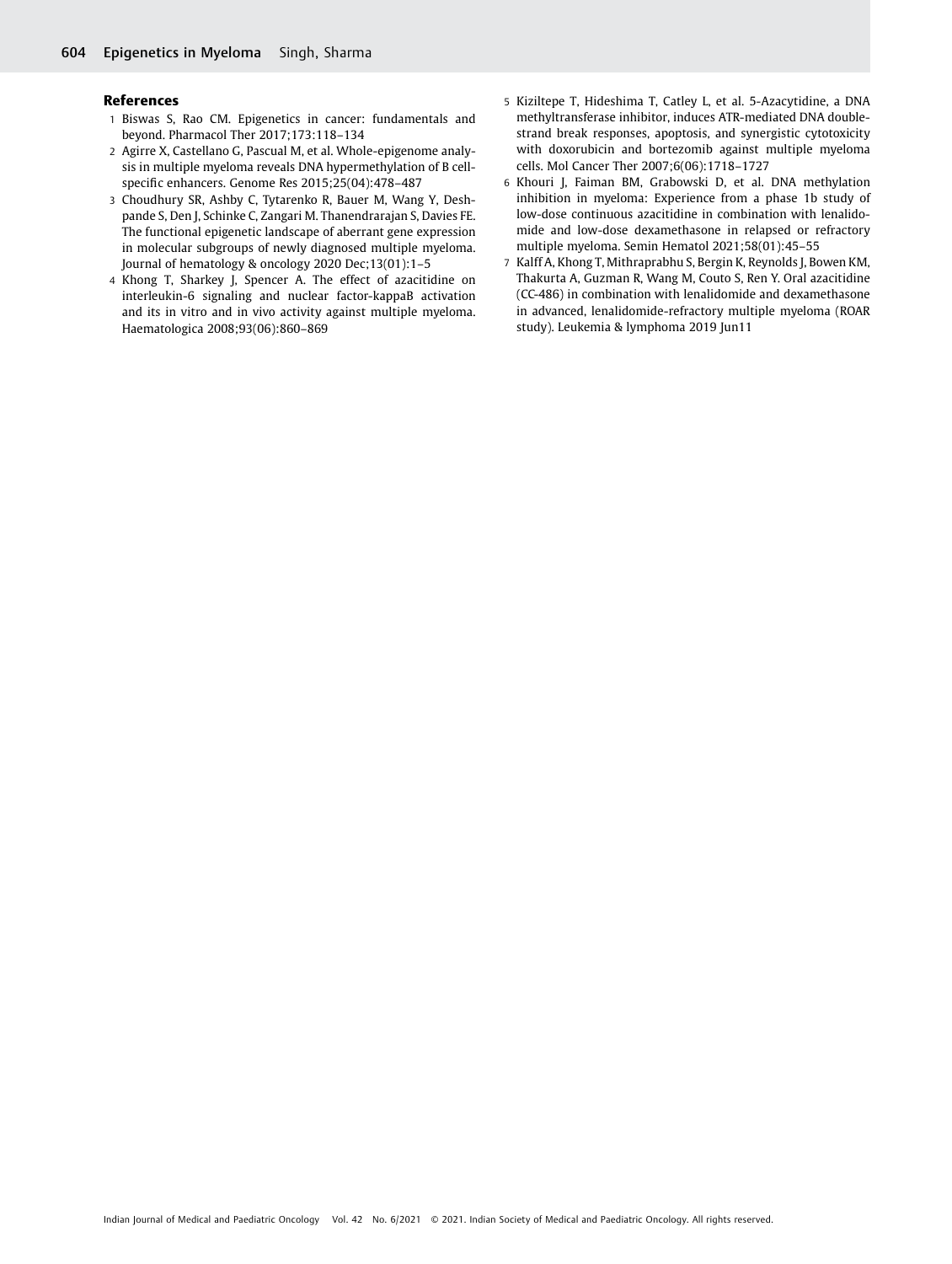## References

1. Biswas S, Rao CM. Epigenetics in cancer: fundamentals and beyond. Pharmacol Ther 2017;173:118–134
2. Agirre X, Castellano G, Pascual M, et al. Whole-epigenome analysis in multiple myeloma reveals DNA hypermethylation of B cell-specific enhancers. Genome Res 2015;25(04):478–487
3. Choudhury SR, Ashby C, Tytarenko R, Bauer M, Wang Y, Deshpande S, Den J, Schinke C, Zangari M. Thanendrarajan S, Davies FE. The functional epigenetic landscape of aberrant gene expression in molecular subgroups of newly diagnosed multiple myeloma. Journal of hematology & oncology 2020 Dec;13(01):1–5
4. Khong T, Sharkey J, Spencer A. The effect of azacitidine on interleukin-6 signaling and nuclear factor-kappaB activation and its in vitro and in vivo activity against multiple myeloma. Haematologica 2008;93(06):860–869
5. Kiziltepe T, Hideshima T, Catley L, et al. 5-Azacytidine, a DNA methyltransferase inhibitor, induces ATR-mediated DNA double-strand break responses, apoptosis, and synergistic cytotoxicity with doxorubicin and bortezomib against multiple myeloma cells. Mol Cancer Ther 2007;6(06):1718–1727
6. Khouri J, Faiman BM, Grabowski D, et al. DNA methylation inhibition in myeloma: Experience from a phase 1b study of low-dose continuous azacitidine in combination with lenalidomide and low-dose dexamethasone in relapsed or refractory multiple myeloma. Semin Hematol 2021;58(01):45–55
7. Kalff A, Khong T, Mithraprabhu S, Bergin K, Reynolds J, Bowen KM, Thakurta A, Guzman R, Wang M, Couto S, Ren Y. Oral azacitidine (CC-486) in combination with lenalidomide and dexamethasone in advanced, lenalidomide-refractory multiple myeloma (ROAR study). Leukemia & lymphoma 2019 Jun11